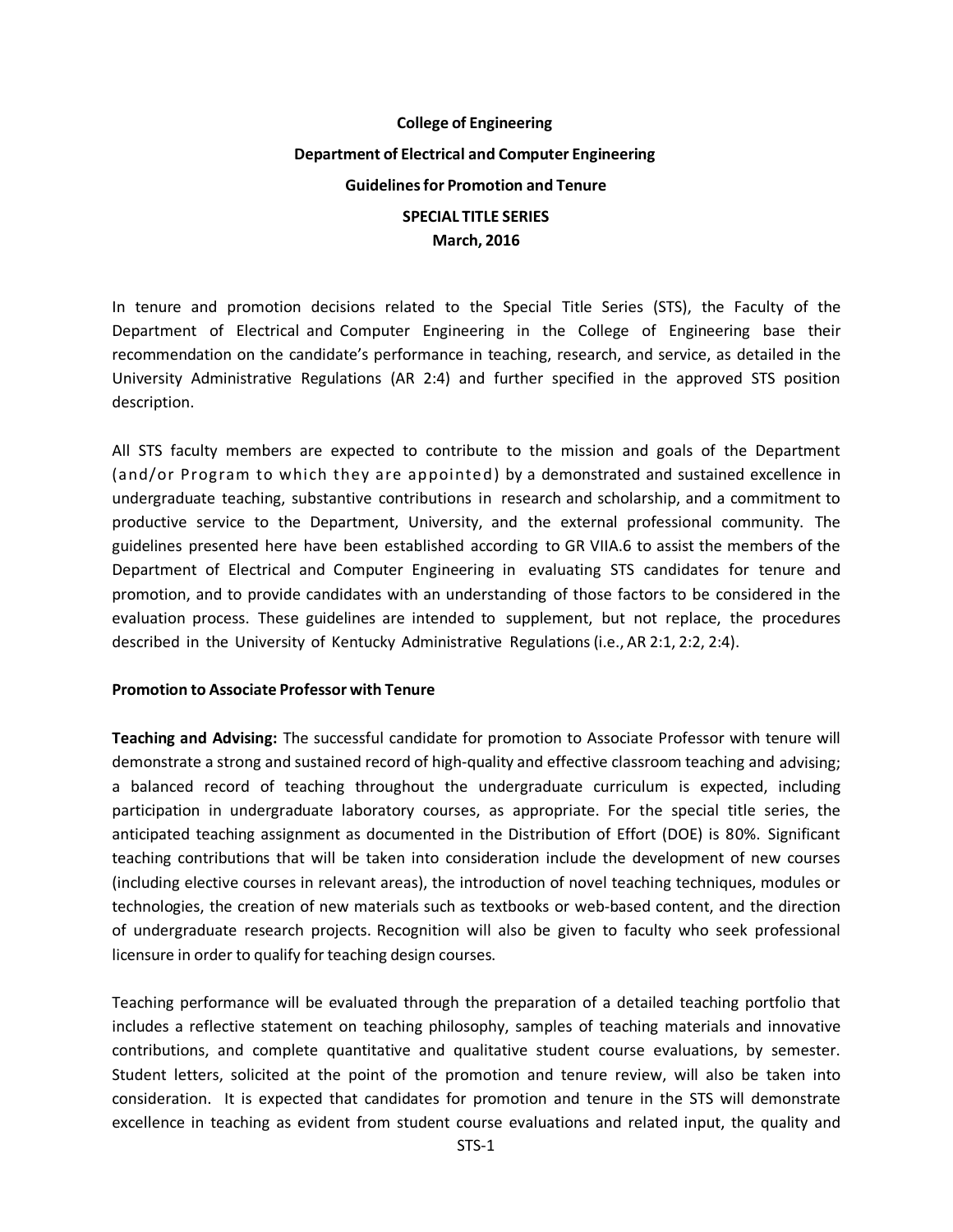**College of Engineering**

**Department of Electrical and Computer Engineering**

**Guidelines for Promotion and Tenure**

**SPECIAL TITLE SERIES**
**March, 2016**

In tenure and promotion decisions related to the Special Title Series (STS), the Faculty of the Department of Electrical and Computer Engineering in the College of Engineering base their recommendation on the candidate's performance in teaching, research, and service, as detailed in the University Administrative Regulations (AR 2:4) and further specified in the approved STS position description.

All STS faculty members are expected to contribute to the mission and goals of the Department (and/or Program to which they are appointed) by a demonstrated and sustained excellence in undergraduate teaching, substantive contributions in research and scholarship, and a commitment to productive service to the Department, University, and the external professional community. The guidelines presented here have been established according to GR VIIA.6 to assist the members of the Department of Electrical and Computer Engineering in evaluating STS candidates for tenure and promotion, and to provide candidates with an understanding of those factors to be considered in the evaluation process. These guidelines are intended to supplement, but not replace, the procedures described in the University of Kentucky Administrative Regulations (i.e., AR 2:1, 2:2, 2:4).

**Promotion to Associate Professor with Tenure**

**Teaching and Advising:** The successful candidate for promotion to Associate Professor with tenure will demonstrate a strong and sustained record of high-quality and effective classroom teaching and advising; a balanced record of teaching throughout the undergraduate curriculum is expected, including participation in undergraduate laboratory courses, as appropriate. For the special title series, the anticipated teaching assignment as documented in the Distribution of Effort (DOE) is 80%. Significant teaching contributions that will be taken into consideration include the development of new courses (including elective courses in relevant areas), the introduction of novel teaching techniques, modules or technologies, the creation of new materials such as textbooks or web-based content, and the direction of undergraduate research projects. Recognition will also be given to faculty who seek professional licensure in order to qualify for teaching design courses.

Teaching performance will be evaluated through the preparation of a detailed teaching portfolio that includes a reflective statement on teaching philosophy, samples of teaching materials and innovative contributions, and complete quantitative and qualitative student course evaluations, by semester. Student letters, solicited at the point of the promotion and tenure review, will also be taken into consideration. It is expected that candidates for promotion and tenure in the STS will demonstrate excellence in teaching as evident from student course evaluations and related input, the quality and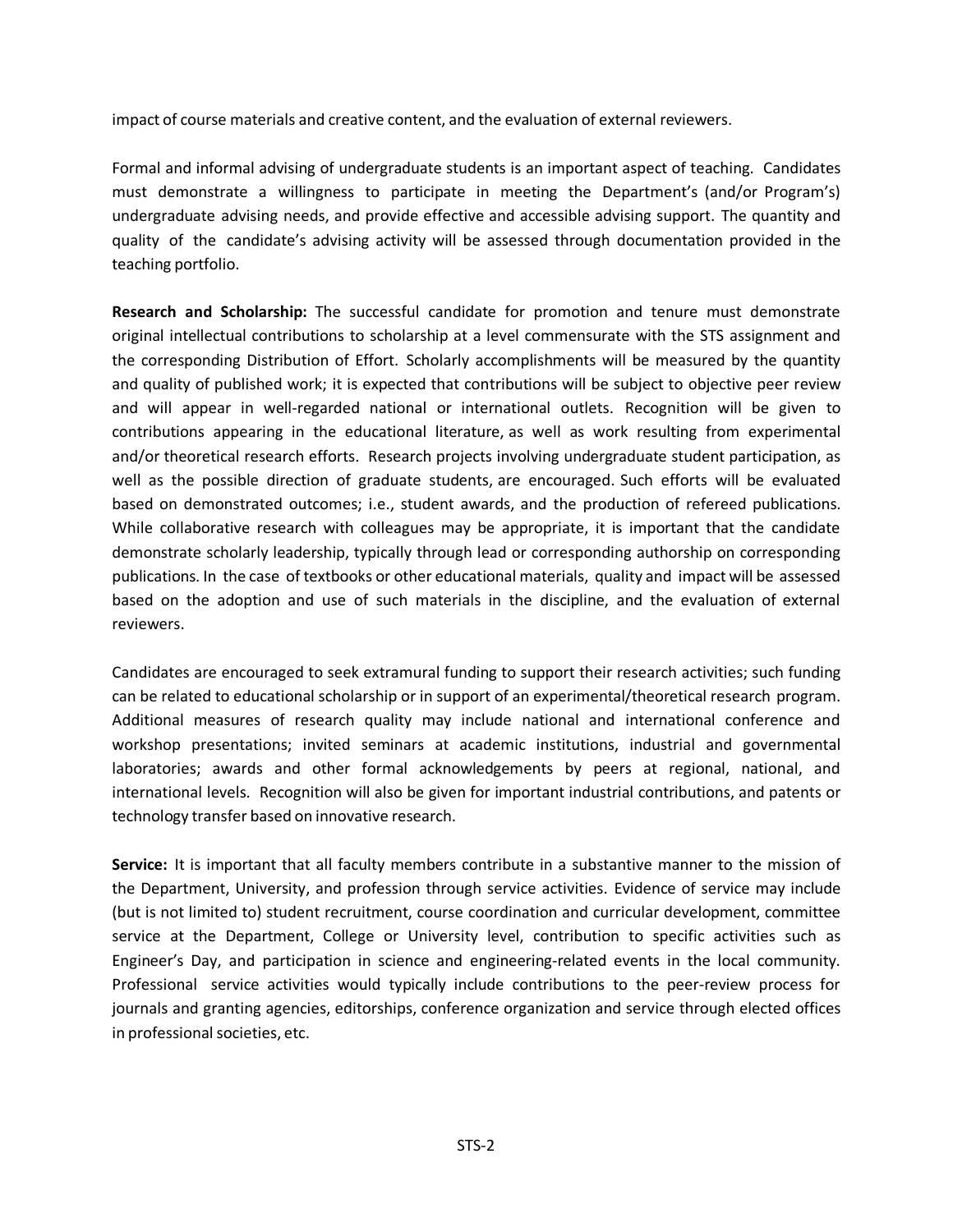impact of course materials and creative content, and the evaluation of external reviewers.

Formal and informal advising of undergraduate students is an important aspect of teaching. Candidates must demonstrate a willingness to participate in meeting the Department's (and/or Program's) undergraduate advising needs, and provide effective and accessible advising support. The quantity and quality of the candidate's advising activity will be assessed through documentation provided in the teaching portfolio.

**Research and Scholarship:** The successful candidate for promotion and tenure must demonstrate original intellectual contributions to scholarship at a level commensurate with the STS assignment and the corresponding Distribution of Effort. Scholarly accomplishments will be measured by the quantity and quality of published work; it is expected that contributions will be subject to objective peer review and will appear in well-regarded national or international outlets. Recognition will be given to contributions appearing in the educational literature, as well as work resulting from experimental and/or theoretical research efforts. Research projects involving undergraduate student participation, as well as the possible direction of graduate students, are encouraged. Such efforts will be evaluated based on demonstrated outcomes; i.e., student awards, and the production of refereed publications. While collaborative research with colleagues may be appropriate, it is important that the candidate demonstrate scholarly leadership, typically through lead or corresponding authorship on corresponding publications. In the case of textbooks or other educational materials, quality and impact will be assessed based on the adoption and use of such materials in the discipline, and the evaluation of external reviewers.

Candidates are encouraged to seek extramural funding to support their research activities; such funding can be related to educational scholarship or in support of an experimental/theoretical research program. Additional measures of research quality may include national and international conference and workshop presentations; invited seminars at academic institutions, industrial and governmental laboratories; awards and other formal acknowledgements by peers at regional, national, and international levels. Recognition will also be given for important industrial contributions, and patents or technology transfer based on innovative research.

**Service:** It is important that all faculty members contribute in a substantive manner to the mission of the Department, University, and profession through service activities. Evidence of service may include (but is not limited to) student recruitment, course coordination and curricular development, committee service at the Department, College or University level, contribution to specific activities such as Engineer's Day, and participation in science and engineering-related events in the local community. Professional service activities would typically include contributions to the peer-review process for journals and granting agencies, editorships, conference organization and service through elected offices in professional societies, etc.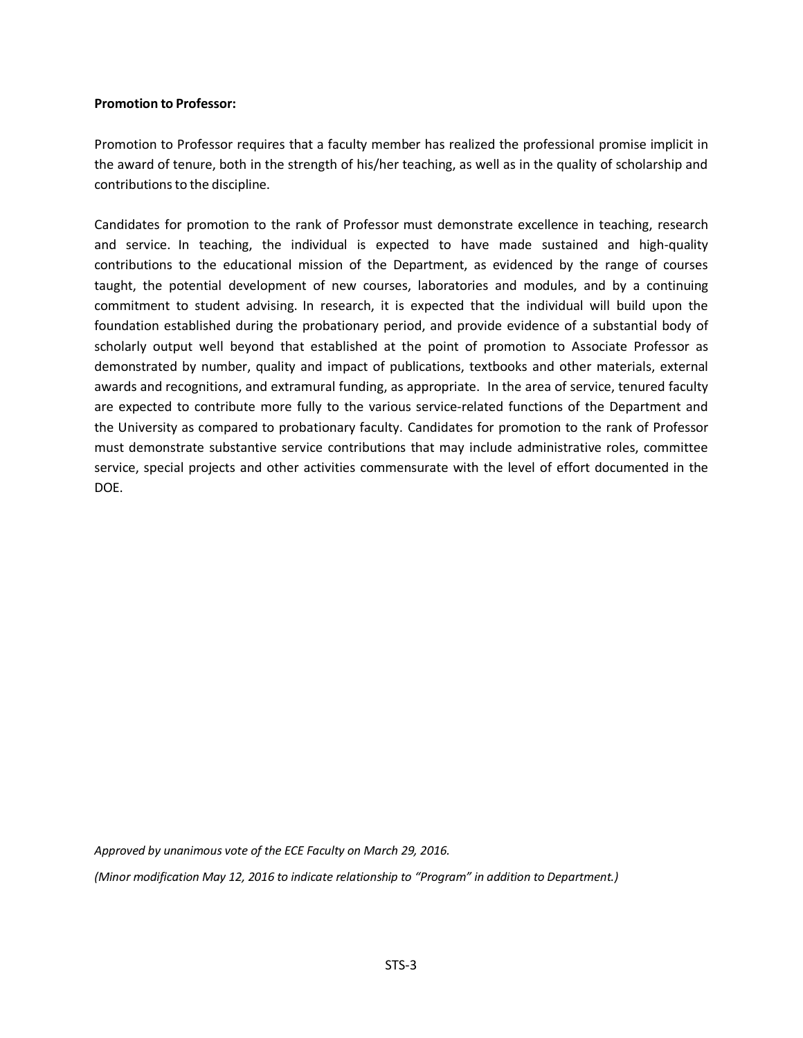**Promotion to Professor:**

Promotion to Professor requires that a faculty member has realized the professional promise implicit in the award of tenure, both in the strength of his/her teaching, as well as in the quality of scholarship and contributions to the discipline.

Candidates for promotion to the rank of Professor must demonstrate excellence in teaching, research and service. In teaching, the individual is expected to have made sustained and high-quality contributions to the educational mission of the Department, as evidenced by the range of courses taught, the potential development of new courses, laboratories and modules, and by a continuing commitment to student advising. In research, it is expected that the individual will build upon the foundation established during the probationary period, and provide evidence of a substantial body of scholarly output well beyond that established at the point of promotion to Associate Professor as demonstrated by number, quality and impact of publications, textbooks and other materials, external awards and recognitions, and extramural funding, as appropriate. In the area of service, tenured faculty are expected to contribute more fully to the various service-related functions of the Department and the University as compared to probationary faculty. Candidates for promotion to the rank of Professor must demonstrate substantive service contributions that may include administrative roles, committee service, special projects and other activities commensurate with the level of effort documented in the DOE.

*Approved by unanimous vote of the ECE Faculty on March 29, 2016.*

*(Minor modification May 12, 2016 to indicate relationship to "Program" in addition to Department.)*